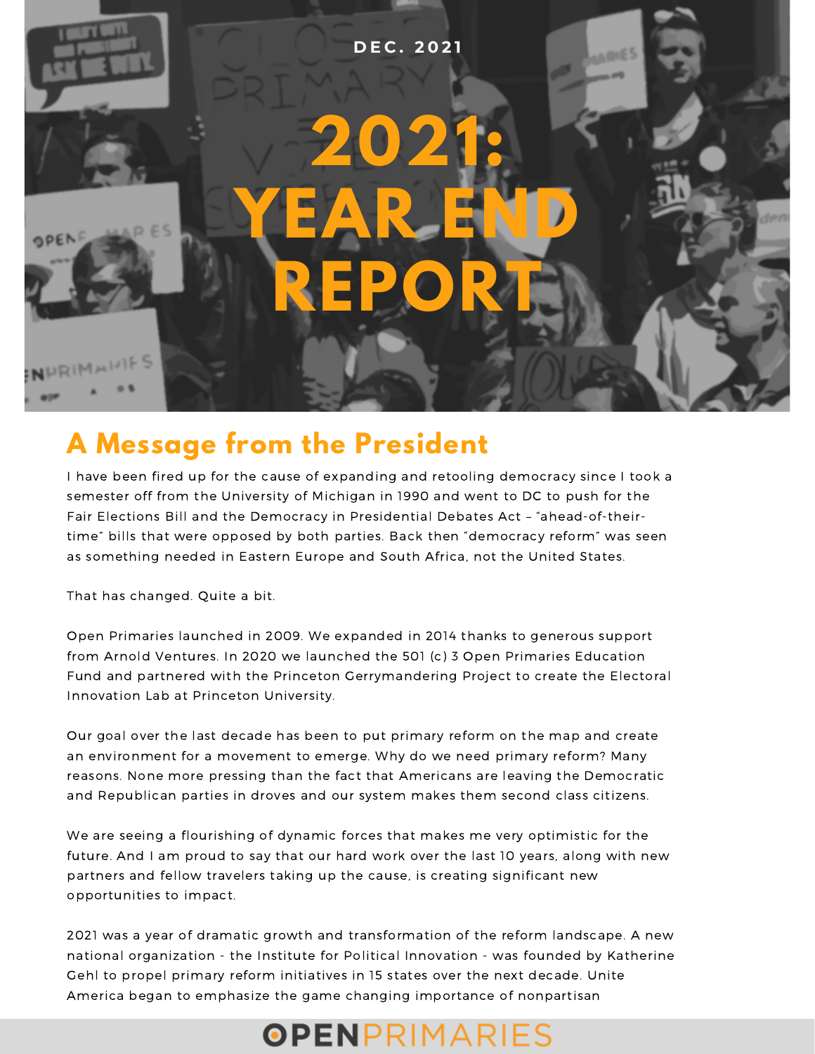DEC. 2021

# 2021: YEAR END REPORT

## A Message from the President

I have been fired up for the cause of expanding and retooling democracy since I took a semester off from the University of Michigan in 1990 and went to DC to push for the Fair Elections Bill and the Democracy in Presidential Debates Act – "ahead-of-their-time" bills that were opposed by both parties. Back then "democracy reform" was seen as something needed in Eastern Europe and South Africa, not the United States.

That has changed. Quite a bit.

Open Primaries launched in 2009. We expanded in 2014 thanks to generous support from Arnold Ventures. In 2020 we launched the 501 (c) 3 Open Primaries Education Fund and partnered with the Princeton Gerrymandering Project to create the Electoral Innovation Lab at Princeton University.

Our goal over the last decade has been to put primary reform on the map and create an environment for a movement to emerge. Why do we need primary reform? Many reasons. None more pressing than the fact that Americans are leaving the Democratic and Republican parties in droves and our system makes them second class citizens.

We are seeing a flourishing of dynamic forces that makes me very optimistic for the future. And I am proud to say that our hard work over the last 10 years, along with new partners and fellow travelers taking up the cause, is creating significant new opportunities to impact.

2021 was a year of dramatic growth and transformation of the reform landscape. A new national organization - the Institute for Political Innovation - was founded by Katherine Gehl to propel primary reform initiatives in 15 states over the next decade. Unite America began to emphasize the game changing importance of nonpartisan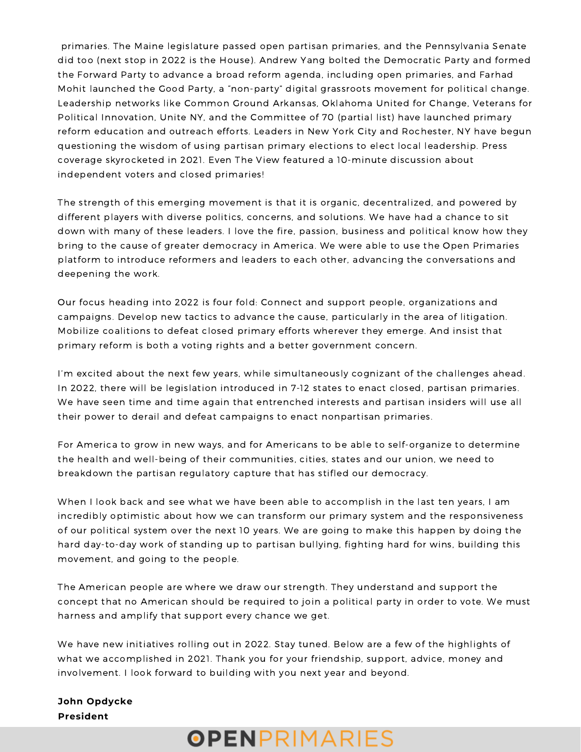primaries. The Maine legislature passed open partisan primaries, and the Pennsylvania Senate did too (next stop in 2022 is the House). Andrew Yang bolted the Democratic Party and formed the Forward Party to advance a broad reform agenda, including open primaries, and Farhad Mohit launched the Good Party, a "non-party" digital grassroots movement for political change. Leadership networks like Common Ground Arkansas, Oklahoma United for Change, Veterans for Political Innovation, Unite NY, and the Committee of 70 (partial list) have launched primary reform education and outreach efforts. Leaders in New York City and Rochester, NY have begun questioning the wisdom of using partisan primary elections to elect local leadership. Press coverage skyrocketed in 2021. Even The View featured a 10-minute discussion about independent voters and closed primaries!

The strength of this emerging movement is that it is organic, decentralized, and powered by different players with diverse politics, concerns, and solutions. We have had a chance to sit down with many of these leaders. I love the fire, passion, business and political know how they bring to the cause of greater democracy in America. We were able to use the Open Primaries platform to introduce reformers and leaders to each other, advancing the conversations and deepening the work.

Our focus heading into 2022 is four fold: Connect and support people, organizations and campaigns. Develop new tactics to advance the cause, particularly in the area of litigation. Mobilize coalitions to defeat closed primary efforts wherever they emerge. And insist that primary reform is both a voting rights and a better government concern.

I'm excited about the next few years, while simultaneously cognizant of the challenges ahead. In 2022, there will be legislation introduced in 7-12 states to enact closed, partisan primaries. We have seen time and time again that entrenched interests and partisan insiders will use all their power to derail and defeat campaigns to enact nonpartisan primaries.

For America to grow in new ways, and for Americans to be able to self-organize to determine the health and well-being of their communities, cities, states and our union, we need to breakdown the partisan regulatory capture that has stifled our democracy.

When I look back and see what we have been able to accomplish in the last ten years, I am incredibly optimistic about how we can transform our primary system and the responsiveness of our political system over the next 10 years. We are going to make this happen by doing the hard day-to-day work of standing up to partisan bullying, fighting hard for wins, building this movement, and going to the people.

The American people are where we draw our strength. They understand and support the concept that no American should be required to join a political party in order to vote. We must harness and amplify that support every chance we get.

We have new initiatives rolling out in 2022. Stay tuned. Below are a few of the highlights of what we accomplished in 2021. Thank you for your friendship, support, advice, money and involvement. I look forward to building with you next year and beyond.

**John Opdycke**
**President**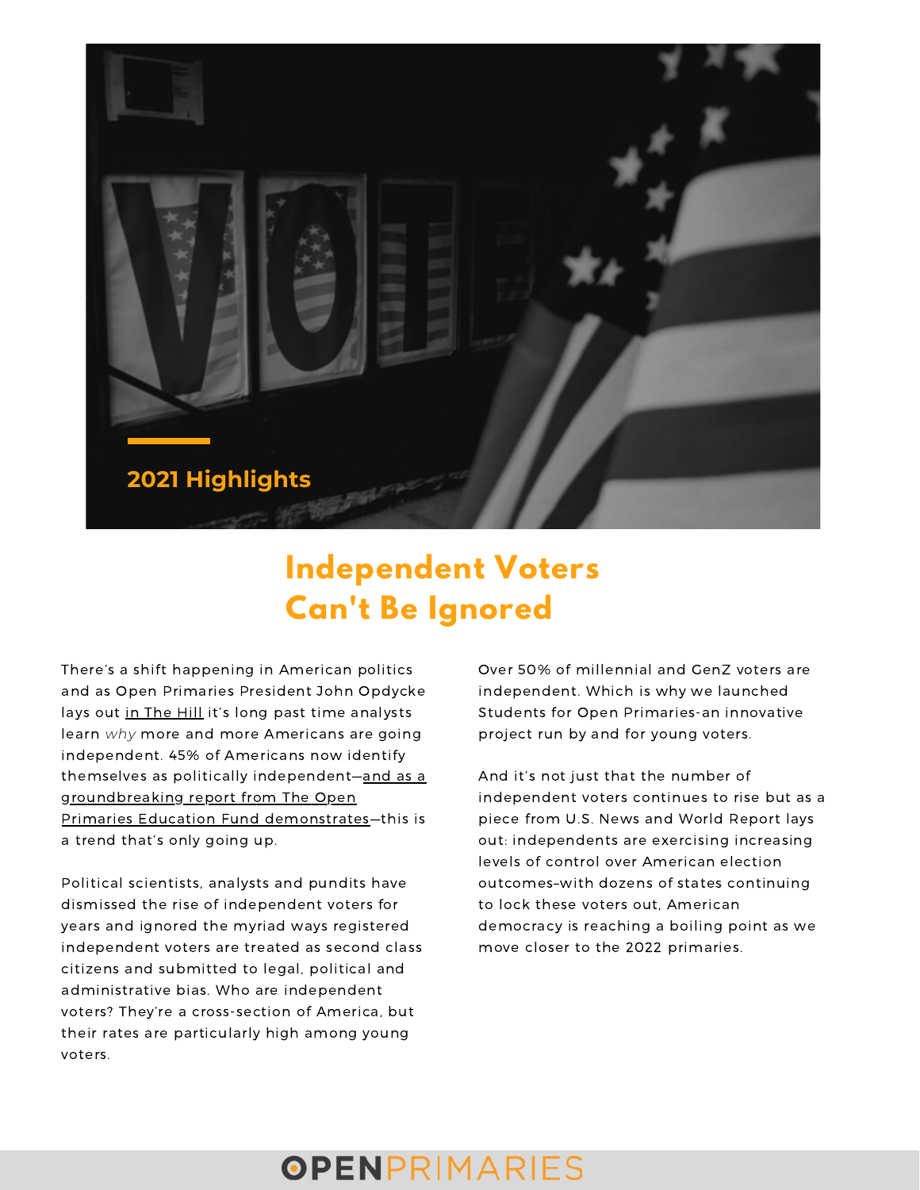## 2021 Highlights

# Independent Voters Can't Be Ignored

There's a shift happening in American politics and as Open Primaries President John Opdycke lays out in The Hill it's long past time analysts learn *why* more and more Americans are going independent. 45% of Americans now identify themselves as politically independent—and as a groundbreaking report from The Open Primaries Education Fund demonstrates—this is a trend that's only going up.

Political scientists, analysts and pundits have dismissed the rise of independent voters for years and ignored the myriad ways registered independent voters are treated as second class citizens and submitted to legal, political and administrative bias. Who are independent voters? They're a cross-section of America, but their rates are particularly high among young voters.

Over 50% of millennial and GenZ voters are independent. Which is why we launched Students for Open Primaries-an innovative project run by and for young voters.

And it's not just that the number of independent voters continues to rise but as a piece from U.S. News and World Report lays out: independents are exercising increasing levels of control over American election outcomes–with dozens of states continuing to lock these voters out, American democracy is reaching a boiling point as we move closer to the 2022 primaries.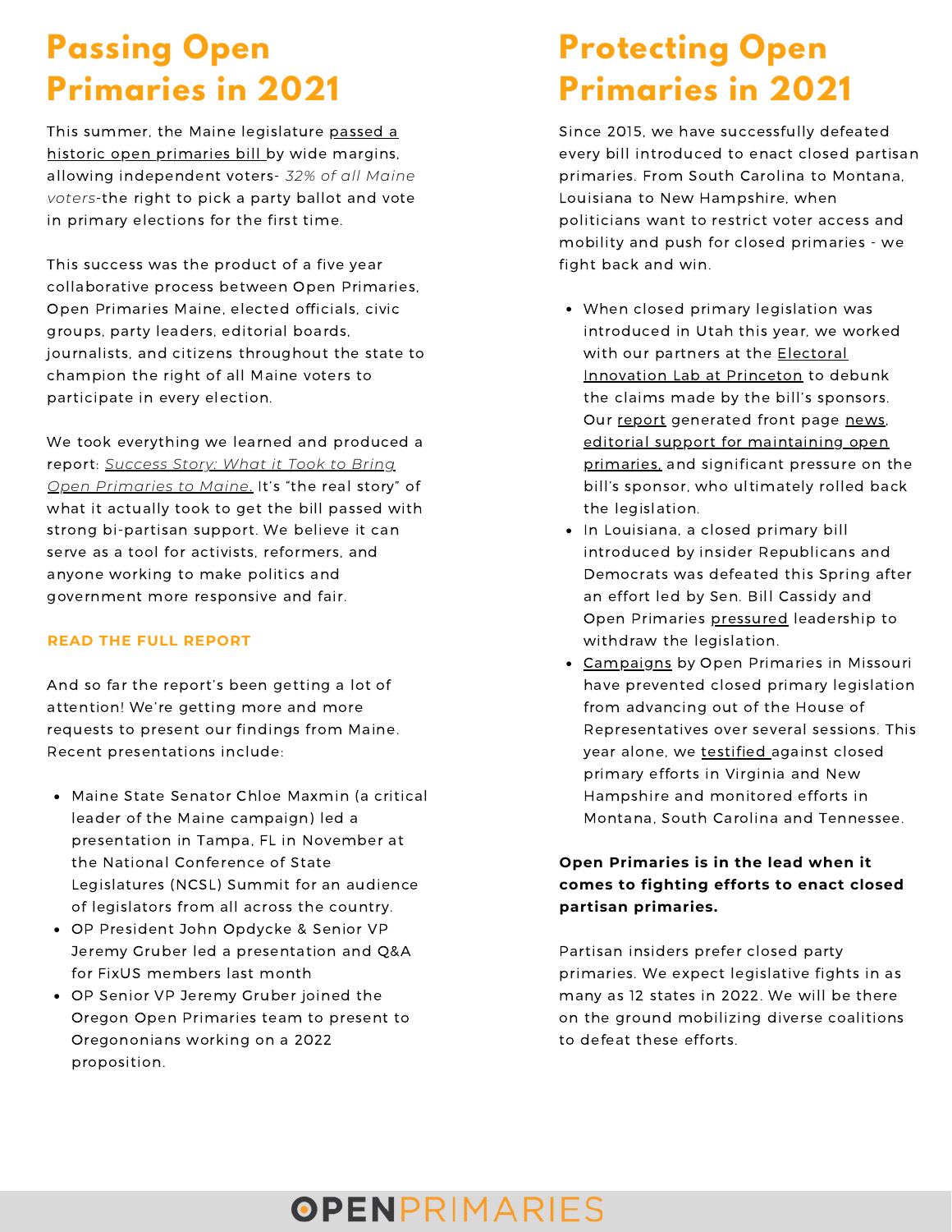# Passing Open Primaries in 2021

This summer, the Maine legislature passed a historic open primaries bill by wide margins, allowing independent voters- *32% of all Maine voters*-the right to pick a party ballot and vote in primary elections for the first time.

This success was the product of a five year collaborative process between Open Primaries, Open Primaries Maine, elected officials, civic groups, party leaders, editorial boards, journalists, and citizens throughout the state to champion the right of all Maine voters to participate in every election.

We took everything we learned and produced a report: *Success Story: What it Took to Bring Open Primaries to Maine.* It's "the real story" of what it actually took to get the bill passed with strong bi-partisan support. We believe it can serve as a tool for activists, reformers, and anyone working to make politics and government more responsive and fair.

**READ THE FULL REPORT**

And so far the report's been getting a lot of attention! We're getting more and more requests to present our findings from Maine. Recent presentations include:

- Maine State Senator Chloe Maxmin (a critical leader of the Maine campaign) led a presentation in Tampa, FL in November at the National Conference of State Legislatures (NCSL) Summit for an audience of legislators from all across the country.
- OP President John Opdycke & Senior VP Jeremy Gruber led a presentation and Q&A for FixUS members last month
- OP Senior VP Jeremy Gruber joined the Oregon Open Primaries team to present to Oregononians working on a 2022 proposition.

# Protecting Open Primaries in 2021

Since 2015, we have successfully defeated every bill introduced to enact closed partisan primaries. From South Carolina to Montana, Louisiana to New Hampshire, when politicians want to restrict voter access and mobility and push for closed primaries - we fight back and win.

- When closed primary legislation was introduced in Utah this year, we worked with our partners at the Electoral Innovation Lab at Princeton to debunk the claims made by the bill's sponsors. Our report generated front page news, editorial support for maintaining open primaries, and significant pressure on the bill's sponsor, who ultimately rolled back the legislation.
- In Louisiana, a closed primary bill introduced by insider Republicans and Democrats was defeated this Spring after an effort led by Sen. Bill Cassidy and Open Primaries pressured leadership to withdraw the legislation.
- Campaigns by Open Primaries in Missouri have prevented closed primary legislation from advancing out of the House of Representatives over several sessions. This year alone, we testified against closed primary efforts in Virginia and New Hampshire and monitored efforts in Montana, South Carolina and Tennessee.

**Open Primaries is in the lead when it comes to fighting efforts to enact closed partisan primaries.**

Partisan insiders prefer closed party primaries. We expect legislative fights in as many as 12 states in 2022. We will be there on the ground mobilizing diverse coalitions to defeat these efforts.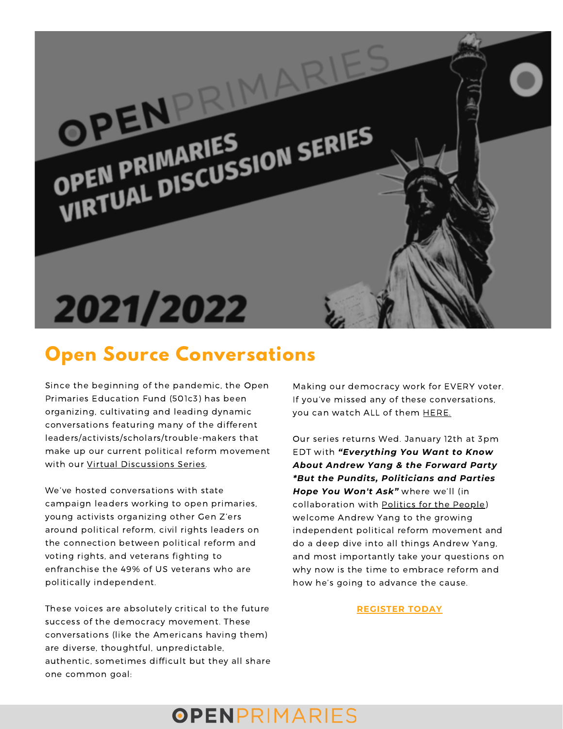# Open Source Conversations

Since the beginning of the pandemic, the Open Primaries Education Fund (501c3) has been organizing, cultivating and leading dynamic conversations featuring many of the different leaders/activists/scholars/trouble-makers that make up our current political reform movement with our Virtual Discussions Series.

We've hosted conversations with state campaign leaders working to open primaries, young activists organizing other Gen Z'ers around political reform, civil rights leaders on the connection between political reform and voting rights, and veterans fighting to enfranchise the 49% of US veterans who are politically independent.

These voices are absolutely critical to the future success of the democracy movement. These conversations (like the Americans having them) are diverse, thoughtful, unpredictable, authentic, sometimes difficult but they all share one common goal:

Making our democracy work for EVERY voter. If you've missed any of these conversations, you can watch ALL of them HERE.

Our series returns Wed. January 12th at 3pm EDT with ***"Everything You Want to Know About Andrew Yang & the Forward Party *But the Pundits, Politicians and Parties Hope You Won't Ask"*** where we'll (in collaboration with Politics for the People) welcome Andrew Yang to the growing independent political reform movement and do a deep dive into all things Andrew Yang, and most importantly take your questions on why now is the time to embrace reform and how he's going to advance the cause.

**REGISTER TODAY**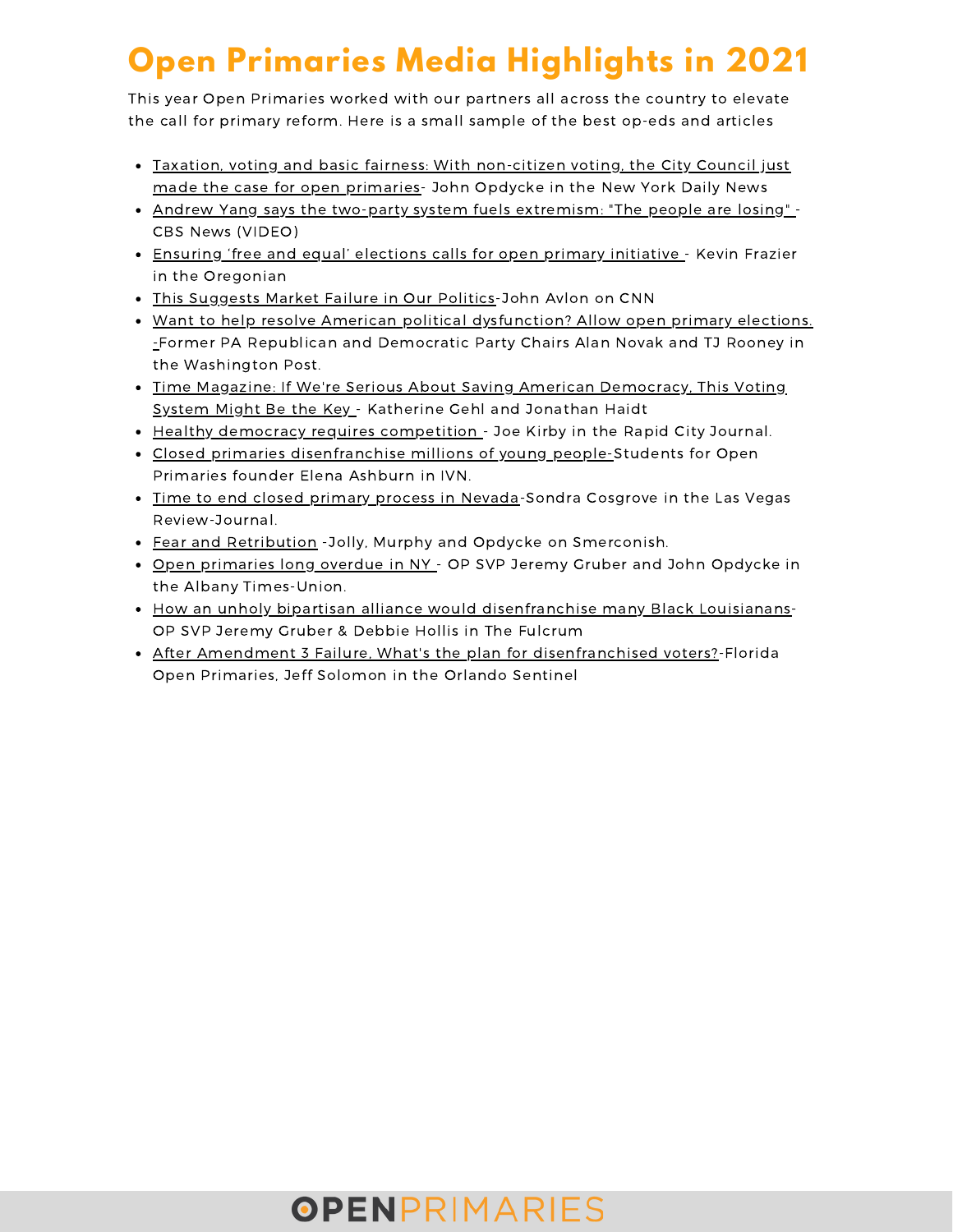# Open Primaries Media Highlights in 2021

This year Open Primaries worked with our partners all across the country to elevate the call for primary reform. Here is a small sample of the best op-eds and articles

- Taxation, voting and basic fairness: With non-citizen voting, the City Council just made the case for open primaries- John Opdycke in the New York Daily News
- Andrew Yang says the two-party system fuels extremism: "The people are losing" - CBS News (VIDEO)
- Ensuring 'free and equal' elections calls for open primary initiative - Kevin Frazier in the Oregonian
- This Suggests Market Failure in Our Politics-John Avlon on CNN
- Want to help resolve American political dysfunction? Allow open primary elections. -Former PA Republican and Democratic Party Chairs Alan Novak and TJ Rooney in the Washington Post.
- Time Magazine: If We're Serious About Saving American Democracy, This Voting System Might Be the Key - Katherine Gehl and Jonathan Haidt
- Healthy democracy requires competition - Joe Kirby in the Rapid City Journal.
- Closed primaries disenfranchise millions of young people-Students for Open Primaries founder Elena Ashburn in IVN.
- Time to end closed primary process in Nevada-Sondra Cosgrove in the Las Vegas Review-Journal.
- Fear and Retribution -Jolly, Murphy and Opdycke on Smerconish.
- Open primaries long overdue in NY - OP SVP Jeremy Gruber and John Opdycke in the Albany Times-Union.
- How an unholy bipartisan alliance would disenfranchise many Black Louisianans-OP SVP Jeremy Gruber & Debbie Hollis in The Fulcrum
- After Amendment 3 Failure, What's the plan for disenfranchised voters?-Florida Open Primaries, Jeff Solomon in the Orlando Sentinel